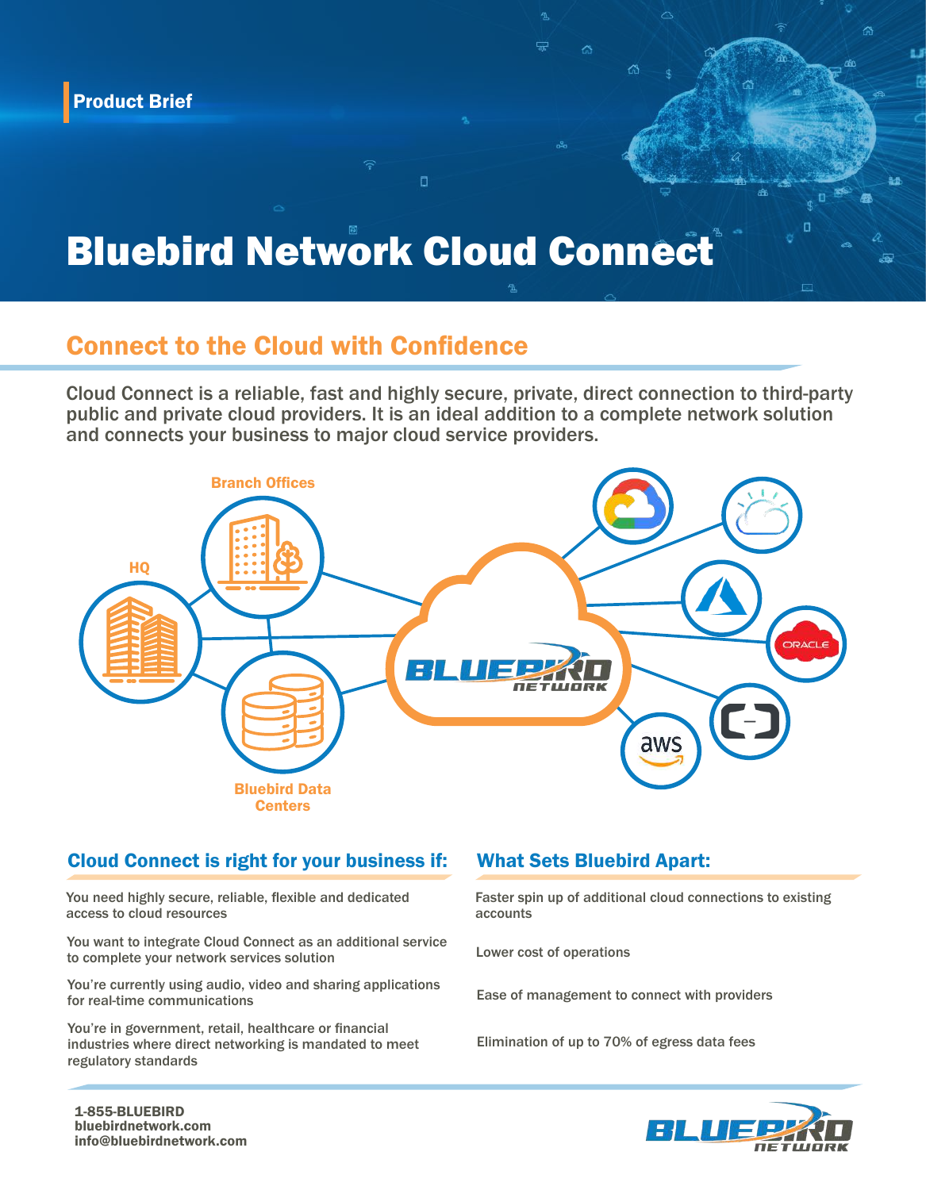Product Brief

# Bluebird Network Cloud Connect

## Connect to the Cloud with Confidence

Cloud Connect is a reliable, fast and highly secure, private, direct connection to third-party public and private cloud providers. It is an ideal addition to a complete network solution and connects your business to major cloud service providers.

Branch Offices

HQ

Bluebird Data Centers

### Cloud Connect is right for your business if:

You need highly secure, reliable, flexible and dedicated access to cloud resources

You want to integrate Cloud Connect as an additional service to complete your network services solution

You're currently using audio, video and sharing applications for real-time communications

You're in government, retail, healthcare or financial industries where direct networking is mandated to meet regulatory standards

### What Sets Bluebird Apart:

Faster spin up of additional cloud connections to existing accounts

Lower cost of operations

Ease of management to connect with providers

Elimination of up to 70% of egress data fees

**1-855-BLUEBIRD**
**bluebirdnetwork.com**
**info@bluebirdnetwork.com**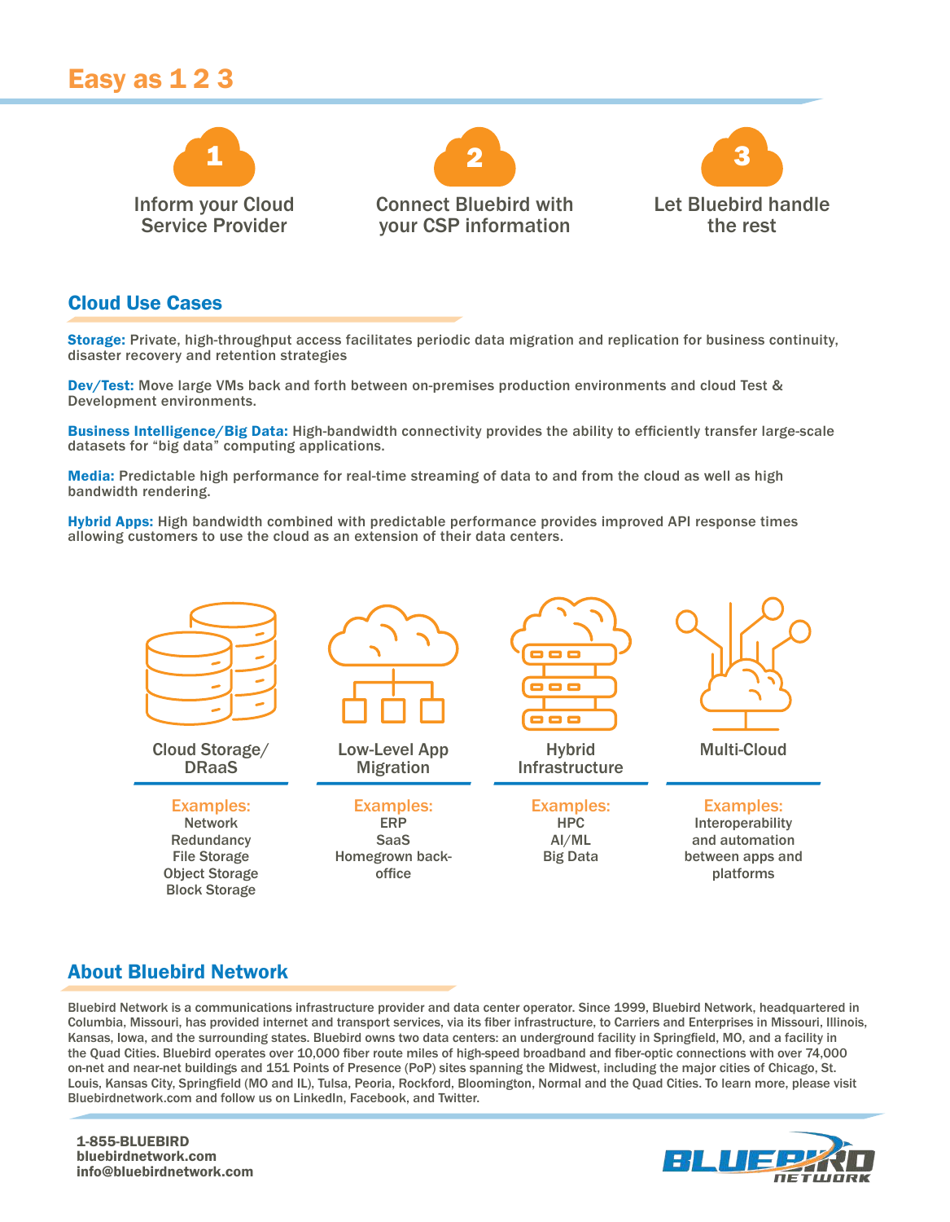## Easy as 1 2 3

1. Inform your Cloud Service Provider
2. Connect Bluebird with your CSP information
3. Let Bluebird handle the rest

## Cloud Use Cases

**Storage:** Private, high-throughput access facilitates periodic data migration and replication for business continuity, disaster recovery and retention strategies

**Dev/Test:** Move large VMs back and forth between on-premises production environments and cloud Test & Development environments.

**Business Intelligence/Big Data:** High-bandwidth connectivity provides the ability to efficiently transfer large-scale datasets for "big data" computing applications.

**Media:** Predictable high performance for real-time streaming of data to and from the cloud as well as high bandwidth rendering.

**Hybrid Apps:** High bandwidth combined with predictable performance provides improved API response times allowing customers to use the cloud as an extension of their data centers.

### Cloud Storage/ DRaaS

**Examples:**
Network Redundancy
File Storage
Object Storage
Block Storage

### Low-Level App Migration

**Examples:**
ERP
SaaS
Homegrown back-office

### Hybrid Infrastructure

**Examples:**
HPC
AI/ML
Big Data

### Multi-Cloud

**Examples:**
Interoperability and automation between apps and platforms

## About Bluebird Network

Bluebird Network is a communications infrastructure provider and data center operator. Since 1999, Bluebird Network, headquartered in Columbia, Missouri, has provided internet and transport services, via its fiber infrastructure, to Carriers and Enterprises in Missouri, Illinois, Kansas, Iowa, and the surrounding states. Bluebird owns two data centers: an underground facility in Springfield, MO, and a facility in the Quad Cities. Bluebird operates over 10,000 fiber route miles of high-speed broadband and fiber-optic connections with over 74,000 on-net and near-net buildings and 151 Points of Presence (PoP) sites spanning the Midwest, including the major cities of Chicago, St. Louis, Kansas City, Springfield (MO and IL), Tulsa, Peoria, Rockford, Bloomington, Normal and the Quad Cities. To learn more, please visit Bluebirdnetwork.com and follow us on LinkedIn, Facebook, and Twitter.

**1-855-BLUEBIRD**
**bluebirdnetwork.com**
**info@bluebirdnetwork.com**

BLUEBIRD NETWORK